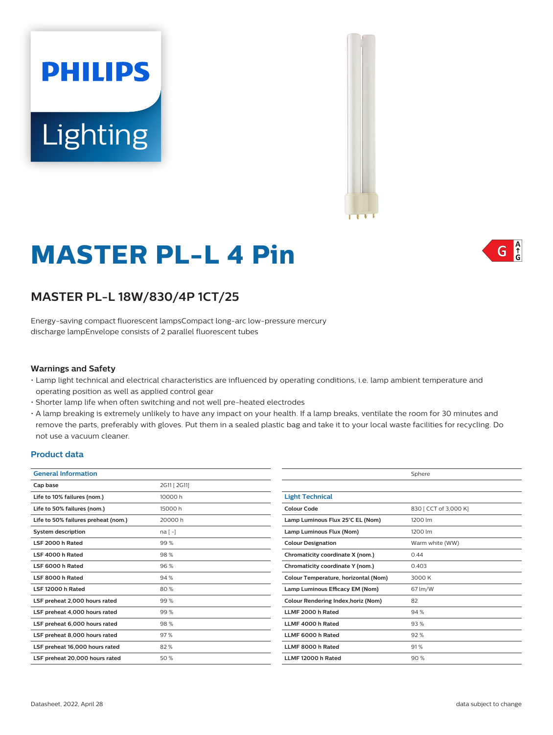PHILIPS

Lighting

# MASTER PL-L 4 Pin

## MASTER PL-L 18W/830/4P 1CT/25

Energy-saving compact fluorescent lampsCompact long-arc low-pressure mercury discharge lampEnvelope consists of 2 parallel fluorescent tubes

### Warnings and Safety

- Lamp light technical and electrical characteristics are influenced by operating conditions, i.e. lamp ambient temperature and operating position as well as applied control gear
- Shorter lamp life when often switching and not well pre-heated electrodes
- A lamp breaking is extremely unlikely to have any impact on your health. If a lamp breaks, ventilate the room for 30 minutes and remove the parts, preferably with gloves. Put them in a sealed plastic bag and take it to your local waste facilities for recycling. Do not use a vacuum cleaner.

### Product data

| General Information | |
|---|---|
| Cap base | 2G11 [ 2G11] |
| Life to 10% failures (nom.) | 10000 h |
| Life to 50% failures (nom.) | 15000 h |
| Life to 50% failures preheat (nom.) | 20000 h |
| System description | na [ -] |
| LSF 2000 h Rated | 99 % |
| LSF 4000 h Rated | 98 % |
| LSF 6000 h Rated | 96 % |
| LSF 8000 h Rated | 94 % |
| LSF 12000 h Rated | 80 % |
| LSF preheat 2,000 hours rated | 99 % |
| LSF preheat 4,000 hours rated | 99 % |
| LSF preheat 6,000 hours rated | 98 % |
| LSF preheat 8,000 hours rated | 97 % |
| LSF preheat 16,000 hours rated | 82 % |
| LSF preheat 20,000 hours rated | 50 % |

| | Sphere |
|---|---|
| | |
| **Light Technical** | |
| Colour Code | 830 [ CCT of 3,000 K] |
| Lamp Luminous Flux 25°C EL (Nom) | 1200 lm |
| Lamp Luminous Flux (Nom) | 1200 lm |
| Colour Designation | Warm white (WW) |
| Chromaticity coordinate X (nom.) | 0.44 |
| Chromaticity coordinate Y (nom.) | 0.403 |
| Colour Temperature, horizontal (Nom) | 3000 K |
| Lamp Luminous Efficacy EM (Nom) | 67 lm/W |
| Colour Rendering Index,horiz (Nom) | 82 |
| LLMF 2000 h Rated | 94 % |
| LLMF 4000 h Rated | 93 % |
| LLMF 6000 h Rated | 92 % |
| LLMF 8000 h Rated | 91 % |
| LLMF 12000 h Rated | 90 % |

Datasheet, 2022, April 28

data subject to change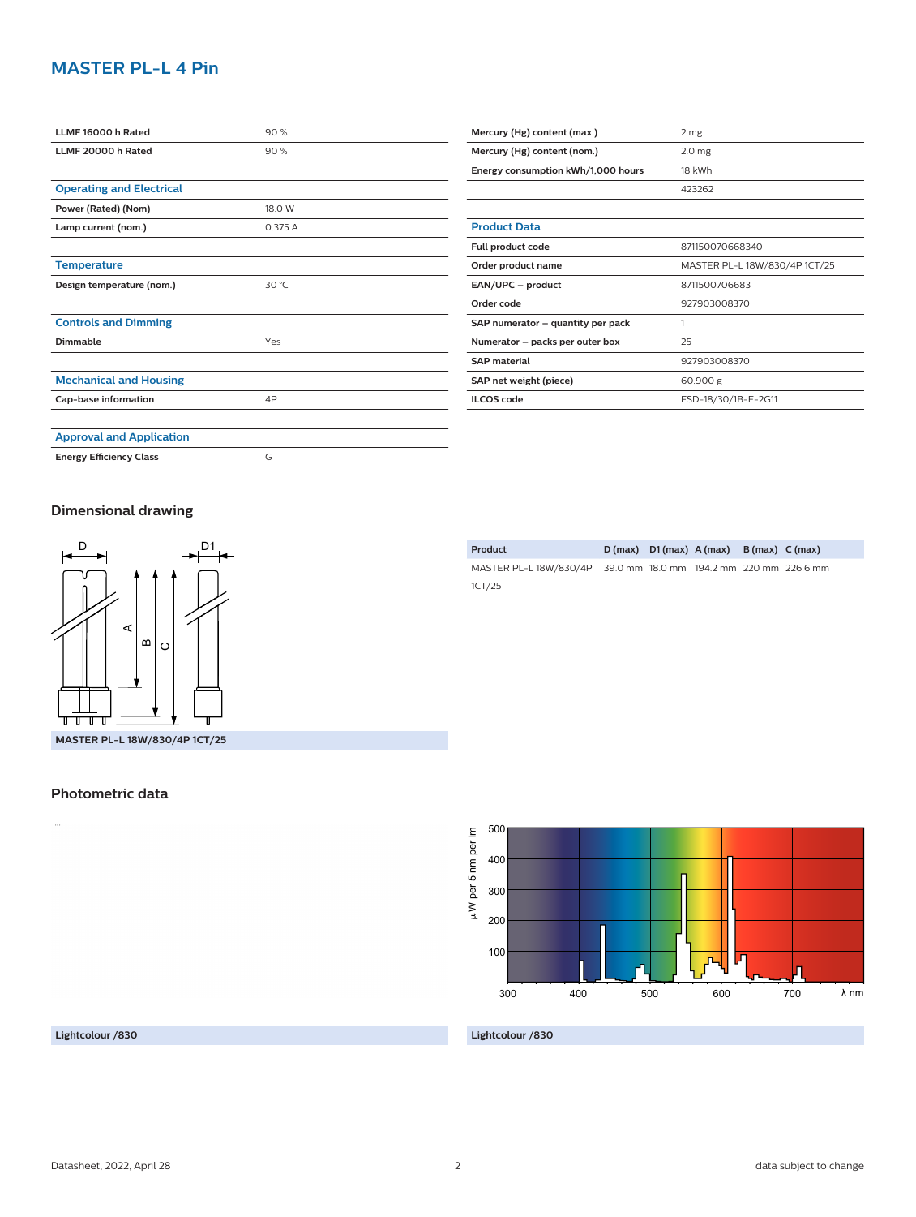# MASTER PL-L 4 Pin

| | |
|---|---|
| LLMF 16000 h Rated | 90 % |
| LLMF 20000 h Rated | 90 % |

| Operating and Electrical | |
|---|---|
| Power (Rated) (Nom) | 18.0 W |
| Lamp current (nom.) | 0.375 A |

| Temperature | |
|---|---|
| Design temperature (nom.) | 30 °C |

| Controls and Dimming | |
|---|---|
| Dimmable | Yes |

| Mechanical and Housing | |
|---|---|
| Cap-base information | 4P |

| Approval and Application | |
|---|---|
| Energy Efficiency Class | G |

| | |
|---|---|
| Mercury (Hg) content (max.) | 2 mg |
| Mercury (Hg) content (nom.) | 2.0 mg |
| Energy consumption kWh/1,000 hours | 18 kWh |
| | 423262 |

| Product Data | |
|---|---|
| Full product code | 871150070668340 |
| Order product name | MASTER PL-L 18W/830/4P 1CT/25 |
| EAN/UPC – product | 8711500706683 |
| Order code | 927903008370 |
| SAP numerator – quantity per pack | 1 |
| Numerator – packs per outer box | 25 |
| SAP material | 927903008370 |
| SAP net weight (piece) | 60.900 g |
| ILCOS code | FSD-18/30/1B-E-2G11 |

## Dimensional drawing

MASTER PL-L 18W/830/4P 1CT/25

| Product | D (max) | D1 (max) | A (max) | B (max) | C (max) |
|---|---|---|---|---|---|
| MASTER PL-L 18W/830/4P 1CT/25 | 39.0 mm | 18.0 mm | 194.2 mm | 220 mm | 226.6 mm |

## Photometric data

Lightcolour /830

Lightcolour /830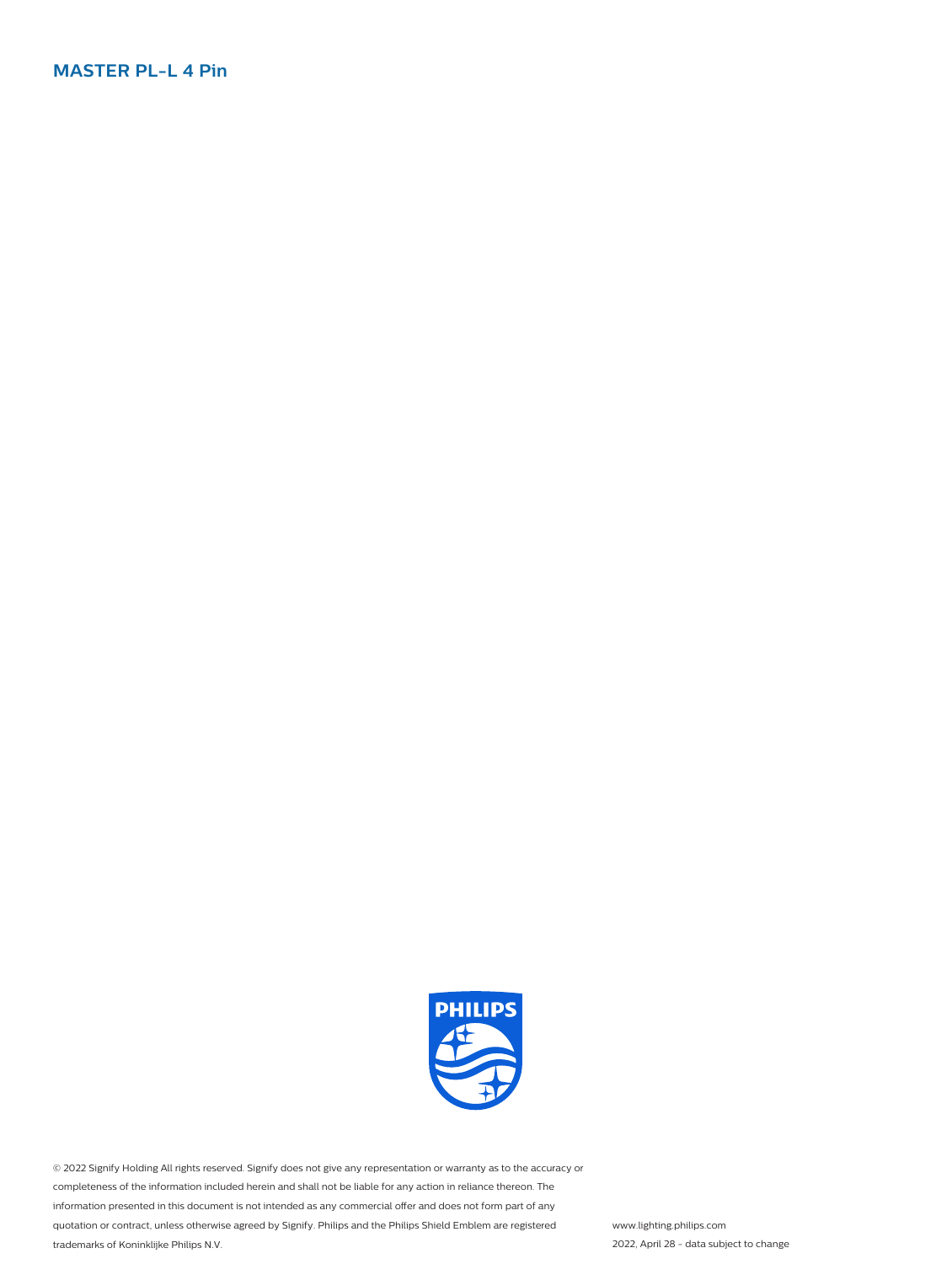© 2022 Signify Holding All rights reserved. Signify does not give any representation or warranty as to the accuracy or completeness of the information included herein and shall not be liable for any action in reliance thereon. The information presented in this document is not intended as any commercial offer and does not form part of any quotation or contract, unless otherwise agreed by Signify. Philips and the Philips Shield Emblem are registered trademarks of Koninklijke Philips N.V.

www.lighting.philips.com

2022, April 28 - data subject to change